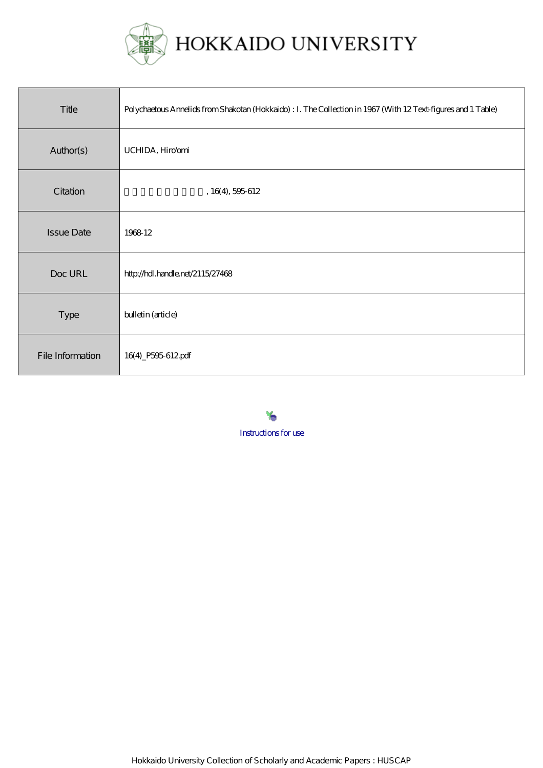HOKKAIDO UNIVERSITY

| Title | Polychaetous Annelids from Shakotan (Hokkaido) : I. The Collection in 1967 (With 12 Text-figures and 1 Table) |
|---|---|
| Author(s) | UCHIDA, Hiro'omi |
| Citation | 北海道大學理學部紀要, 16(4), 595-612 |
| Issue Date | 1968-12 |
| Doc URL | http://hdl.handle.net/2115/27468 |
| Type | bulletin (article) |
| File Information | 16(4)_P595-612.pdf |

Instructions for use

Hokkaido University Collection of Scholarly and Academic Papers : HUSCAP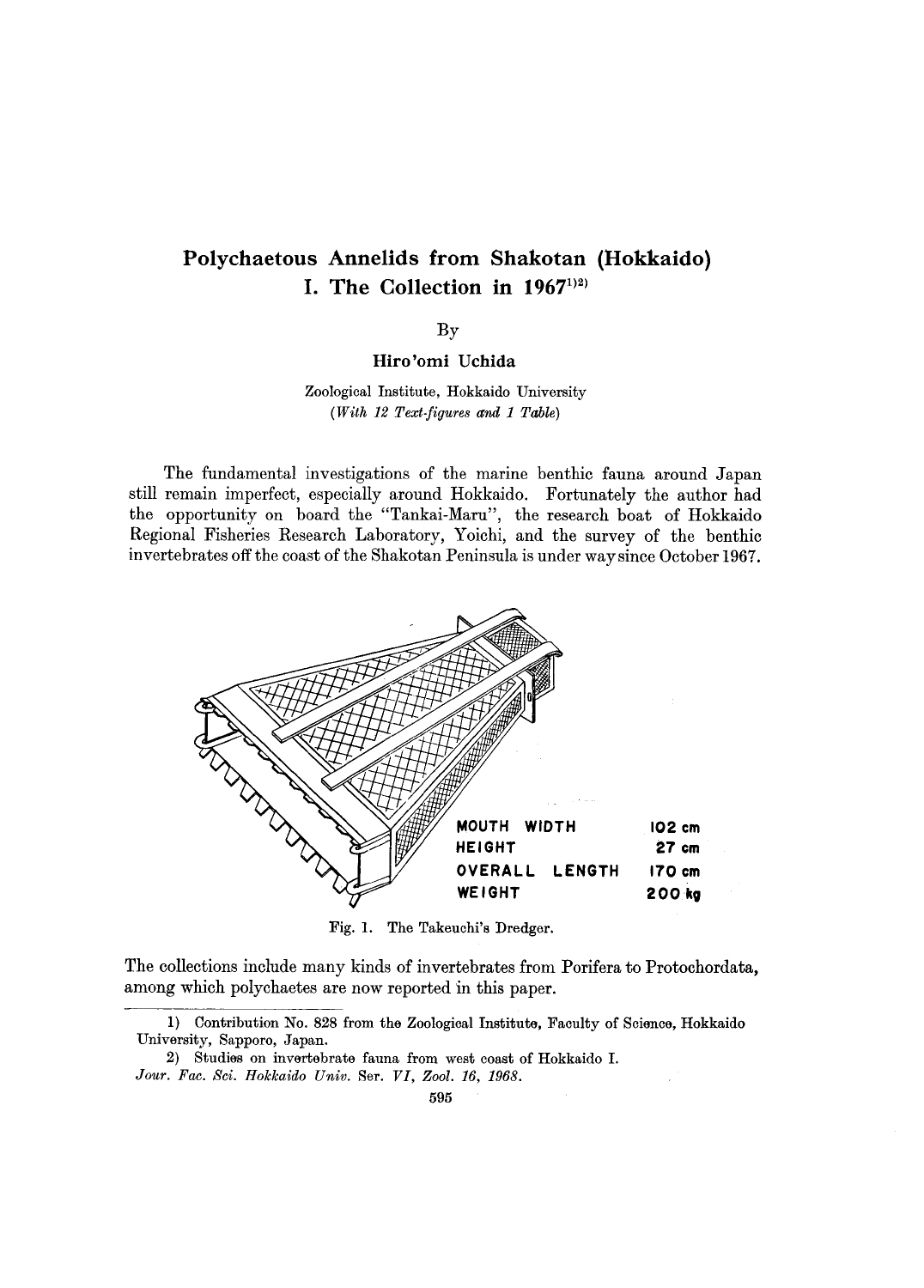# Polychaetous Annelids from Shakotan (Hokkaido) I. The Collection in 1967[1)2)]

By

**Hiro'omi Uchida**

Zoological Institute, Hokkaido University

*(With 12 Text-figures and 1 Table)*

The fundamental investigations of the marine benthic fauna around Japan still remain imperfect, especially around Hokkaido. Fortunately the author had the opportunity on board the "Tankai-Maru", the research boat of Hokkaido Regional Fisheries Research Laboratory, Yoichi, and the survey of the benthic invertebrates off the coast of the Shakotan Peninsula is under way since October 1967.

| | |
|---|---|
| MOUTH WIDTH | 102 cm |
| HEIGHT | 27 cm |
| OVERALL LENGTH | 170 cm |
| WEIGHT | 200 kg |

Fig. 1. The Takeuchi's Dredger.

The collections include many kinds of invertebrates from Porifera to Protochordata, among which polychaetes are now reported in this paper.

---

1) Contribution No. 828 from the Zoological Institute, Faculty of Science, Hokkaido University, Sapporo, Japan.

2) Studies on invertebrate fauna from west coast of Hokkaido I.

*Jour. Fac. Sci. Hokkaido Univ.* Ser. *VI*, *Zool. 16, 1968.*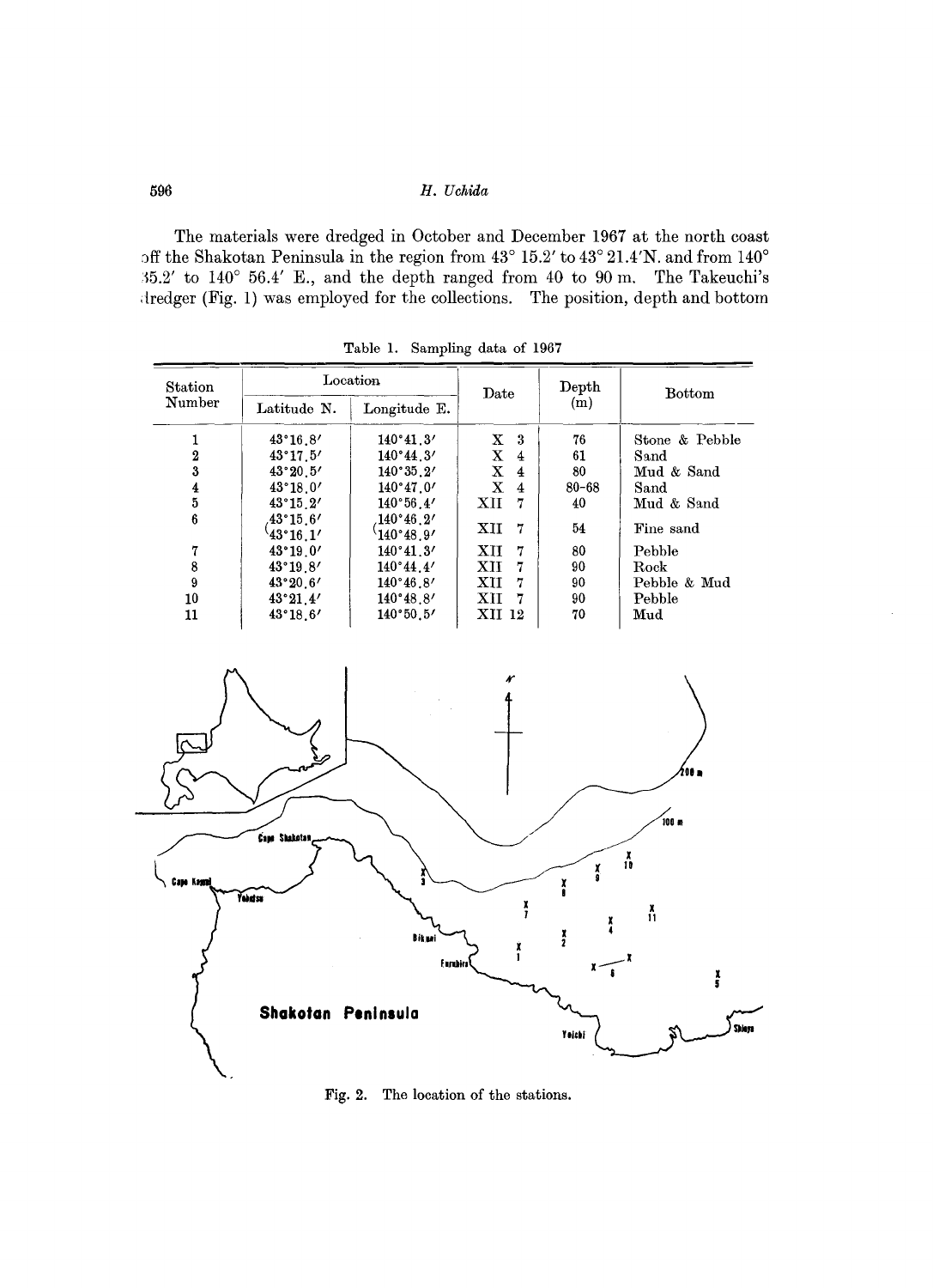The materials were dredged in October and December 1967 at the north coast off the Shakotan Peninsula in the region from 43° 15.2′ to 43° 21.4′N. and from 140° 35.2′ to 140° 56.4′ E., and the depth ranged from 40 to 90 m. The Takeuchi's dredger (Fig. 1) was employed for the collections. The position, depth and bottom

Table 1. Sampling data of 1967

| Station Number | Location | | Date | Depth (m) | Bottom |
|---|---|---|---|---|---|
| | Latitude N. | Longitude E. | | | |
| 1 | 43°16.8′ | 140°41.3′ | X 3 | 76 | Stone & Pebble |
| 2 | 43°17.5′ | 140°44.3′ | X 4 | 61 | Sand |
| 3 | 43°20.5′ | 140°35.2′ | X 4 | 80 | Mud & Sand |
| 4 | 43°18.0′ | 140°47.0′ | X 4 | 80–68 | Sand |
| 5 | 43°15.2′ | 140°56.4′ | XII 7 | 40 | Mud & Sand |
| 6 | 43°15.6′ 43°16.1′ | 140°46.2′ 140°48.9′ | XII 7 | 54 | Fine sand |
| 7 | 43°19.0′ | 140°41.3′ | XII 7 | 80 | Pebble |
| 8 | 43°19.8′ | 140°44.4′ | XII 7 | 90 | Rock |
| 9 | 43°20.6′ | 140°46.8′ | XII 7 | 90 | Pebble & Mud |
| 10 | 43°21.4′ | 140°48.8′ | XII 7 | 90 | Pebble |
| 11 | 43°18.6′ | 140°50.5′ | XII 12 | 70 | Mud |

Fig. 2. The location of the stations.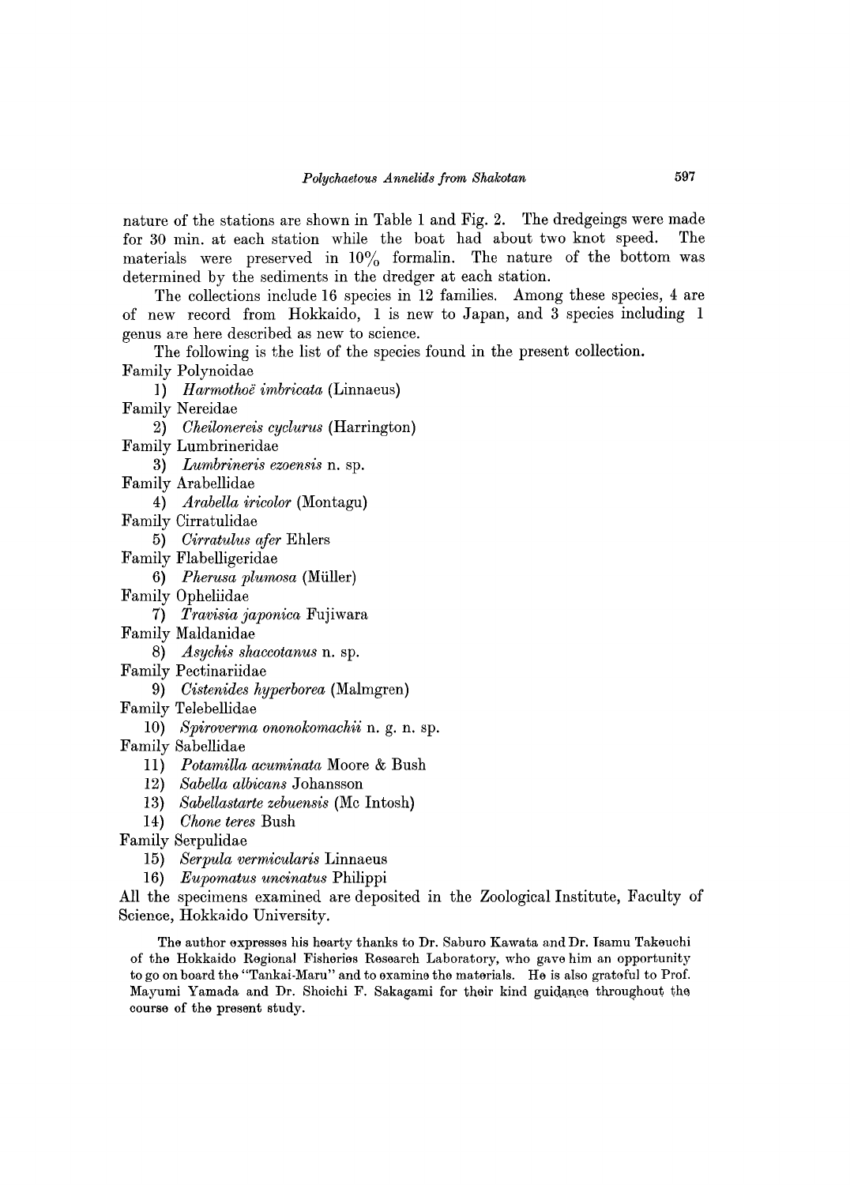nature of the stations are shown in Table 1 and Fig. 2. The dredgeings were made for 30 min. at each station while the boat had about two knot speed. The materials were preserved in 10% formalin. The nature of the bottom was determined by the sediments in the dredger at each station.

The collections include 16 species in 12 families. Among these species, 4 are of new record from Hokkaido, 1 is new to Japan, and 3 species including 1 genus are here described as new to science.

The following is the list of the species found in the present collection.

Family Polynoidae
- 1) *Harmothoë imbricata* (Linnaeus)

Family Nereidae
- 2) *Cheilonereis cyclurus* (Harrington)

Family Lumbrineridae
- 3) *Lumbrineris ezoensis* n. sp.

Family Arabellidae
- 4) *Arabella iricolor* (Montagu)

Family Cirratulidae
- 5) *Cirratulus afer* Ehlers

Family Flabelligeridae
- 6) *Pherusa plumosa* (Müller)

Family Opheliidae
- 7) *Travisia japonica* Fujiwara

Family Maldanidae
- 8) *Asychis shaccotanus* n. sp.

Family Pectinariidae
- 9) *Cistenides hyperborea* (Malmgren)

Family Telebellidae
- 10) *Spiroverma ononokomachii* n. g. n. sp.

Family Sabellidae
- 11) *Potamilla acuminata* Moore & Bush
- 12) *Sabella albicans* Johansson
- 13) *Sabellastarte zebuensis* (Mc Intosh)
- 14) *Chone teres* Bush

Family Serpulidae
- 15) *Serpula vermicularis* Linnaeus
- 16) *Eupomatus uncinatus* Philippi

All the specimens examined are deposited in the Zoological Institute, Faculty of Science, Hokkaido University.

The author expresses his hearty thanks to Dr. Saburo Kawata and Dr. Isamu Takeuchi of the Hokkaido Regional Fisheries Research Laboratory, who gave him an opportunity to go on board the "Tankai-Maru" and to examine the materials. He is also grateful to Prof. Mayumi Yamada and Dr. Shoichi F. Sakagami for their kind guidance throughout the course of the present study.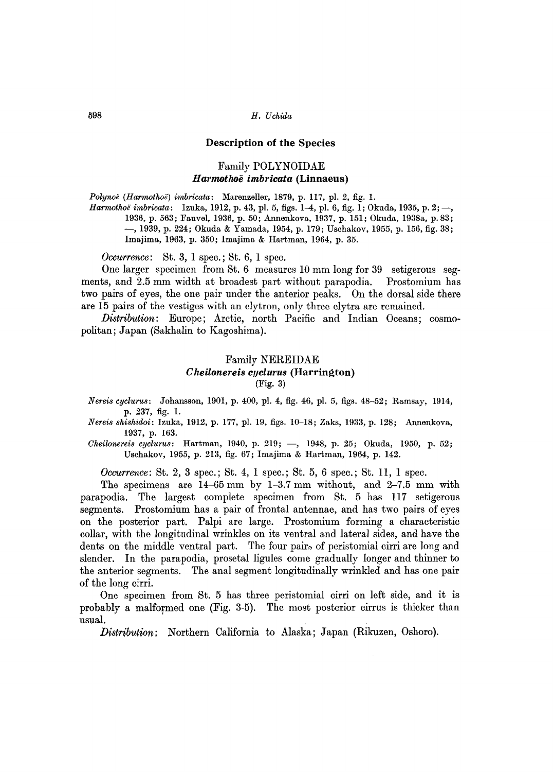## Description of the Species

### Family POLYNOIDAE

#### *Harmothoë imbricata* (Linnaeus)

*Polynoë (Harmothoë) imbricata*: Marenzeller, 1879, p. 117, pl. 2, fig. 1.

*Harmothoë imbricata*: Izuka, 1912, p. 43, pl. 5, figs. 1–4, pl. 6, fig. 1; Okuda, 1935, p. 2; —, 1936, p. 563; Fauvel, 1936, p. 50; Annenkova, 1937, p. 151; Okuda, 1938a, p. 83; —, 1939, p. 224; Okuda & Yamada, 1954, p. 179; Uschakov, 1955, p. 156, fig. 38; Imajima, 1963, p. 350; Imajima & Hartman, 1964, p. 35.

*Occurrence*: St. 3, 1 spec.; St. 6, 1 spec.

One larger specimen from St. 6 measures 10 mm long for 39 setigerous segments, and 2.5 mm width at broadest part without parapodia. Prostomium has two pairs of eyes, the one pair under the anterior peaks. On the dorsal side there are 15 pairs of the vestiges with an elytron, only three elytra are remained.

*Distribution*: Europe; Arctic, north Pacific and Indian Oceans; cosmopolitan; Japan (Sakhalin to Kagoshima).

### Family NEREIDAE

#### *Cheilonereis cyclurus* (Harrington)

(Fig. 3)

*Nereis cyclurus*: Johansson, 1901, p. 400, pl. 4, fig. 46, pl. 5, figs. 48–52; Ramsay, 1914, p. 237, fig. 1.

*Nereis shishidoi*: Izuka, 1912, p. 177, pl. 19, figs. 10–18; Zaks, 1933, p. 128; Annenkova, 1937, p. 163.

*Cheilonereis cyclurus*: Hartman, 1940, p. 219; —, 1948, p. 25; Okuda, 1950, p. 52; Uschakov, 1955, p. 213, fig. 67; Imajima & Hartman, 1964, p. 142.

*Occurrence*: St. 2, 3 spec.; St. 4, 1 spec.; St. 5, 6 spec.; St. 11, 1 spec.

The specimens are 14–65 mm by 1–3.7 mm without, and 2–7.5 mm with parapodia. The largest complete specimen from St. 5 has 117 setigerous segments. Prostomium has a pair of frontal antennae, and has two pairs of eyes on the posterior part. Palpi are large. Prostomium forming a characteristic collar, with the longitudinal wrinkles on its ventral and lateral sides, and have the dents on the middle ventral part. The four pairs of peristomial cirri are long and slender. In the parapodia, prosetal ligules come gradually longer and thinner to the anterior segments. The anal segment longitudinally wrinkled and has one pair of the long cirri.

One specimen from St. 5 has three peristomial cirri on left side, and it is probably a malformed one (Fig. 3-5). The most posterior cirrus is thicker than usual.

*Distribution*: Northern California to Alaska; Japan (Rikuzen, Oshoro).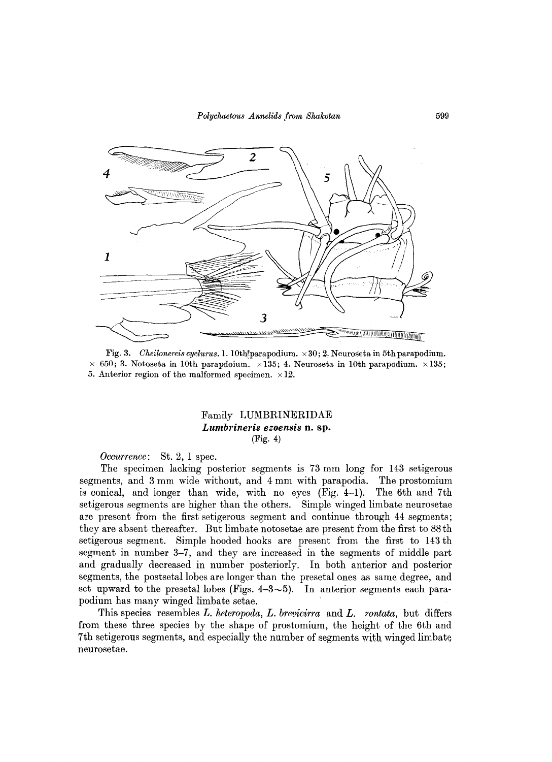Fig. 3. *Cheilonereis cyclurus*. 1. 10th parapodium. ×30; 2. Neuroseta in 5th parapodium. × 650; 3. Notoseta in 10th parapdoium. ×135; 4. Neuroseta in 10th parapodium. ×135; 5. Anterior region of the malformed specimen. ×12.

## Family LUMBRINERIDAE

### *Lumbrineris ezoensis* n. sp.

(Fig. 4)

*Occurrence*: St. 2, 1 spec.

The specimen lacking posterior segments is 73 mm long for 143 setigerous segments, and 3 mm wide without, and 4 mm with parapodia. The prostomium is conical, and longer than wide, with no eyes (Fig. 4–1). The 6th and 7th setigerous segments are higher than the others. Simple winged limbate neurosetae are present from the first setigerous segment and continue through 44 segments; they are absent thereafter. But limbate notosetae are present from the first to 88th setigerous segment. Simple hooded hooks are present from the first to 143th segment in number 3–7, and they are increased in the segments of middle part and gradually decreased in number posteriorly. In both anterior and posterior segments, the postsetal lobes are longer than the presetal ones as same degree, and set upward to the presetal lobes (Figs. 4–3~5). In anterior segments each parapodium has many winged limbate setae.

This species resembles *L. heteropoda*, *L. brevicirra* and *L. zontata*, but differs from these three species by the shape of prostomium, the height of the 6th and 7th setigerous segments, and especially the number of segments with winged limbate neurosetae.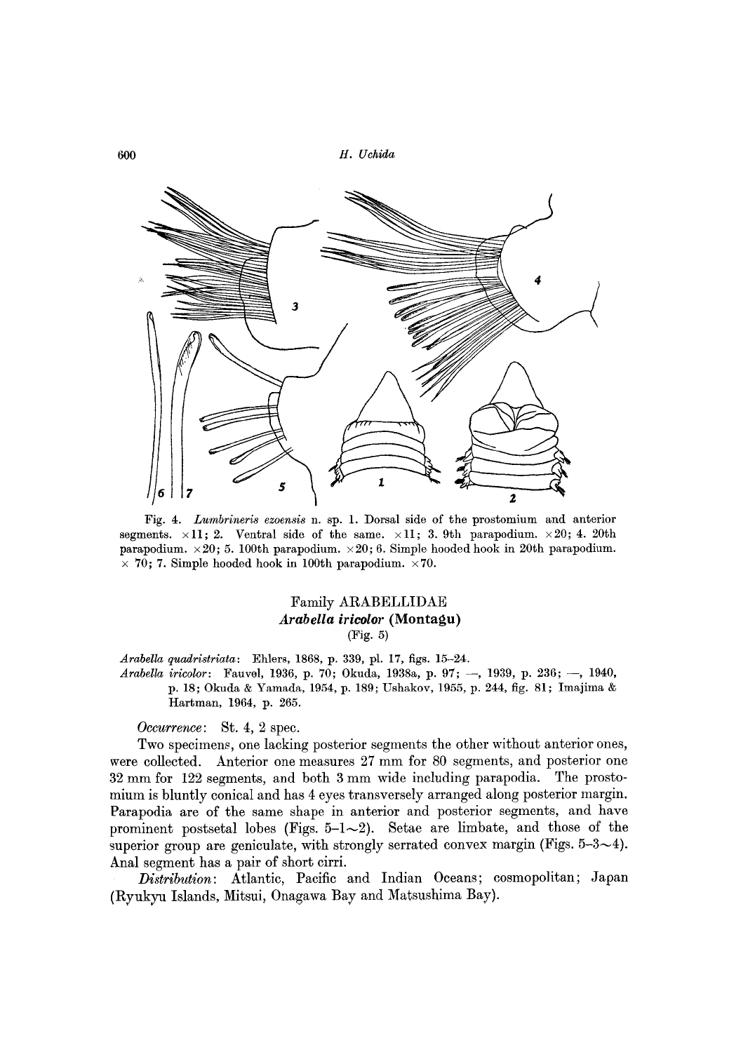Fig. 4. *Lumbrineris ezoensis* n. sp. 1. Dorsal side of the prostomium and anterior segments. ×11; 2. Ventral side of the same. ×11; 3. 9th parapodium. ×20; 4. 20th parapodium. ×20; 5. 100th parapodium. ×20; 6. Simple hooded hook in 20th parapodium. × 70; 7. Simple hooded hook in 100th parapodium. ×70.

## Family ARABELLIDAE

### *Arabella iricolor* (Montagu)

(Fig. 5)

*Arabella quadristriata*: Ehlers, 1868, p. 339, pl. 17, figs. 15–24.
*Arabella iricolor*: Fauvel, 1936, p. 70; Okuda, 1938a, p. 97; —, 1939, p. 236; —, 1940, p. 18; Okuda & Yamada, 1954, p. 189; Ushakov, 1955, p. 244, fig. 81; Imajima & Hartman, 1964, p. 265.

*Occurrence*: St. 4, 2 spec.

Two specimens, one lacking posterior segments the other without anterior ones, were collected. Anterior one measures 27 mm for 80 segments, and posterior one 32 mm for 122 segments, and both 3 mm wide including parapodia. The prostomium is bluntly conical and has 4 eyes transversely arranged along posterior margin. Parapodia are of the same shape in anterior and posterior segments, and have prominent postsetal lobes (Figs. 5–1∼2). Setae are limbate, and those of the superior group are geniculate, with strongly serrated convex margin (Figs. 5–3∼4). Anal segment has a pair of short cirri.

*Distribution*: Atlantic, Pacific and Indian Oceans; cosmopolitan; Japan (Ryukyu Islands, Mitsui, Onagawa Bay and Matsushima Bay).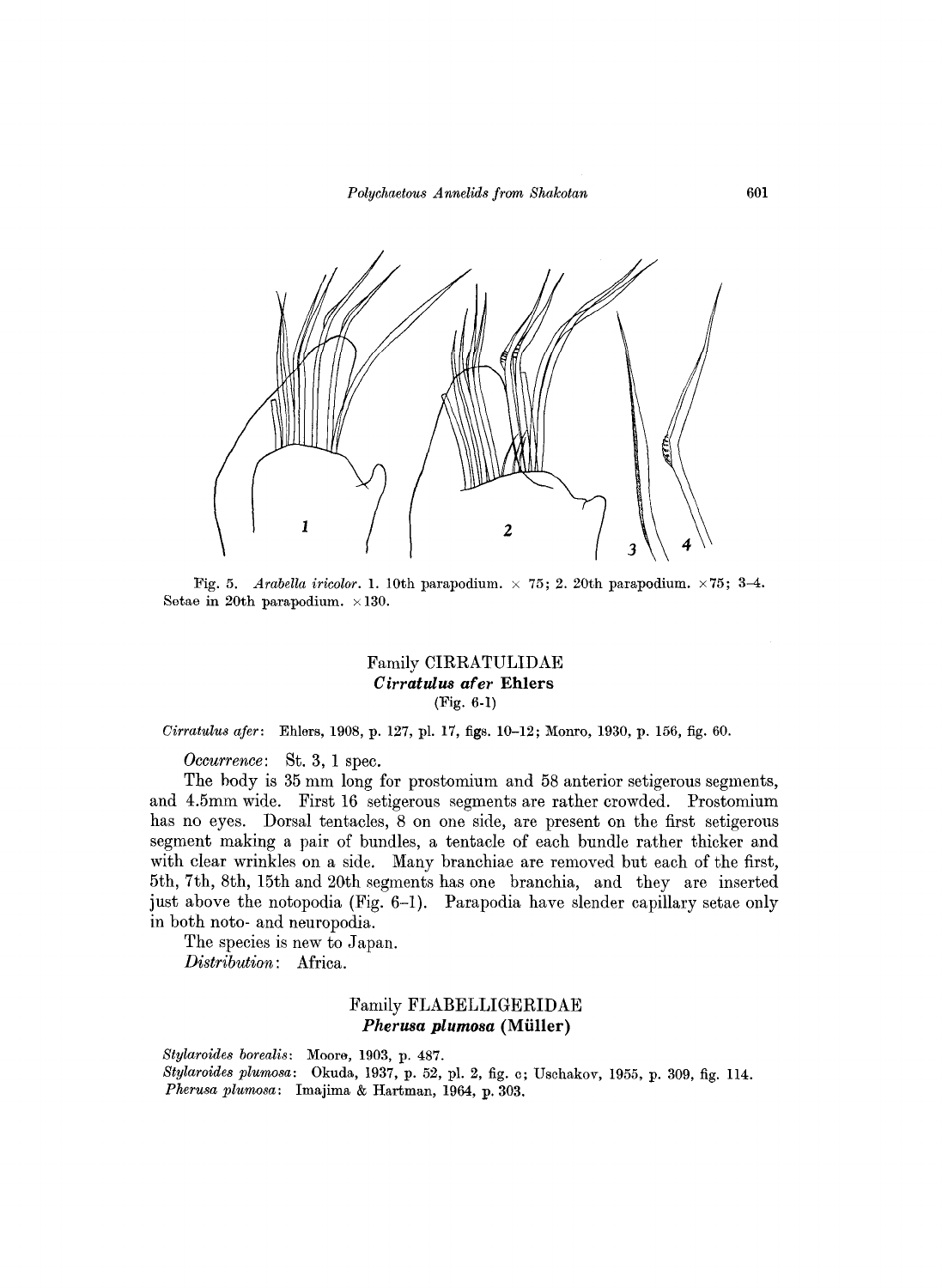Fig. 5. *Arabella iricolor*. 1. 10th parapodium. × 75; 2. 20th parapodium. ×75; 3–4. Setae in 20th parapodium. ×130.

## Family CIRRATULIDAE

### *Cirratulus afer* Ehlers

(Fig. 6-1)

*Cirratulus afer*: Ehlers, 1908, p. 127, pl. 17, figs. 10–12; Monro, 1930, p. 156, fig. 60.

*Occurrence*: St. 3, 1 spec.

The body is 35 mm long for prostomium and 58 anterior setigerous segments, and 4.5mm wide. First 16 setigerous segments are rather crowded. Prostomium has no eyes. Dorsal tentacles, 8 on one side, are present on the first setigerous segment making a pair of bundles, a tentacle of each bundle rather thicker and with clear wrinkles on a side. Many branchiae are removed but each of the first, 5th, 7th, 8th, 15th and 20th segments has one branchia, and they are inserted just above the notopodia (Fig. 6–1). Parapodia have slender capillary setae only in both noto- and neuropodia.

The species is new to Japan.

*Distribution*: Africa.

## Family FLABELLIGERIDAE

### *Pherusa plumosa* (Müller)

*Stylaroides borealis*: Moore, 1903, p. 487.
*Stylaroides plumosa*: Okuda, 1937, p. 52, pl. 2, fig. c; Uschakov, 1955, p. 309, fig. 114.
*Pherusa plumosa*: Imajima & Hartman, 1964, p. 303.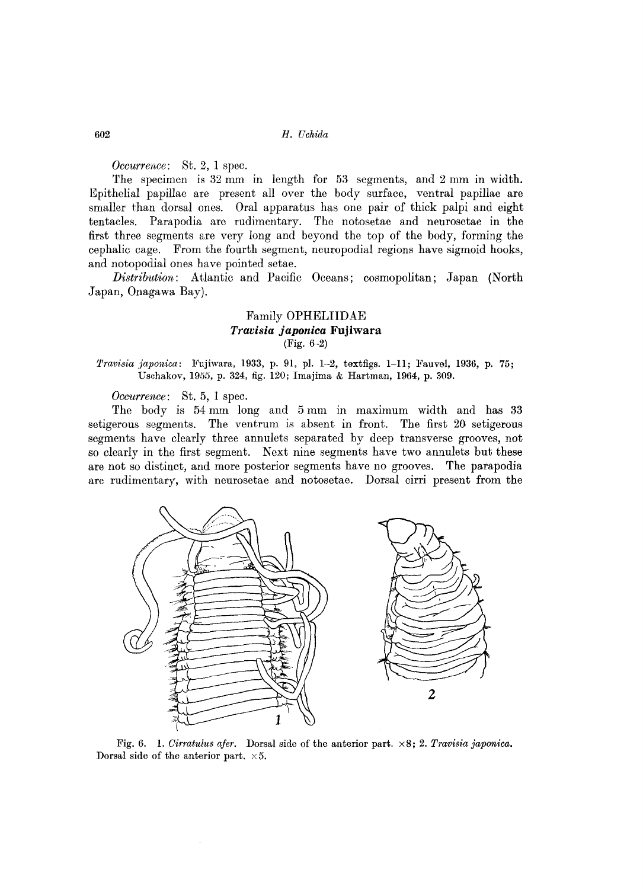*Occurrence*: St. 2, 1 spec.

The specimen is 32 mm in length for 53 segments, and 2 mm in width. Epithelial papillae are present all over the body surface, ventral papillae are smaller than dorsal ones. Oral apparatus has one pair of thick palpi and eight tentacles. Parapodia are rudimentary. The notosetae and neurosetae in the first three segments are very long and beyond the top of the body, forming the cephalic cage. From the fourth segment, neuropodial regions have sigmoid hooks, and notopodial ones have pointed setae.

*Distribution*: Atlantic and Pacific Oceans; cosmopolitan; Japan (North Japan, Onagawa Bay).

## Family OPHELIIDAE

### *Travisia japonica* Fujiwara

(Fig. 6-2)

*Travisia japonica*: Fujiwara, 1933, p. 91, pl. 1–2, textfigs. 1–11; Fauvel, 1936, p. 75; Uschakov, 1955, p. 324, fig. 120; Imajima & Hartman, 1964, p. 309.

*Occurrence*: St. 5, 1 spec.

The body is 54 mm long and 5 mm in maximum width and has 33 setigerous segments. The ventrum is absent in front. The first 20 setigerous segments have clearly three annulets separated by deep transverse grooves, not so clearly in the first segment. Next nine segments have two annulets but these are not so distinct, and more posterior segments have no grooves. The parapodia are rudimentary, with neurosetae and notosetae. Dorsal cirri present from the

Fig. 6. 1. *Cirratulus afer*. Dorsal side of the anterior part. ×8; 2. *Travisia japonica*. Dorsal side of the anterior part. ×5.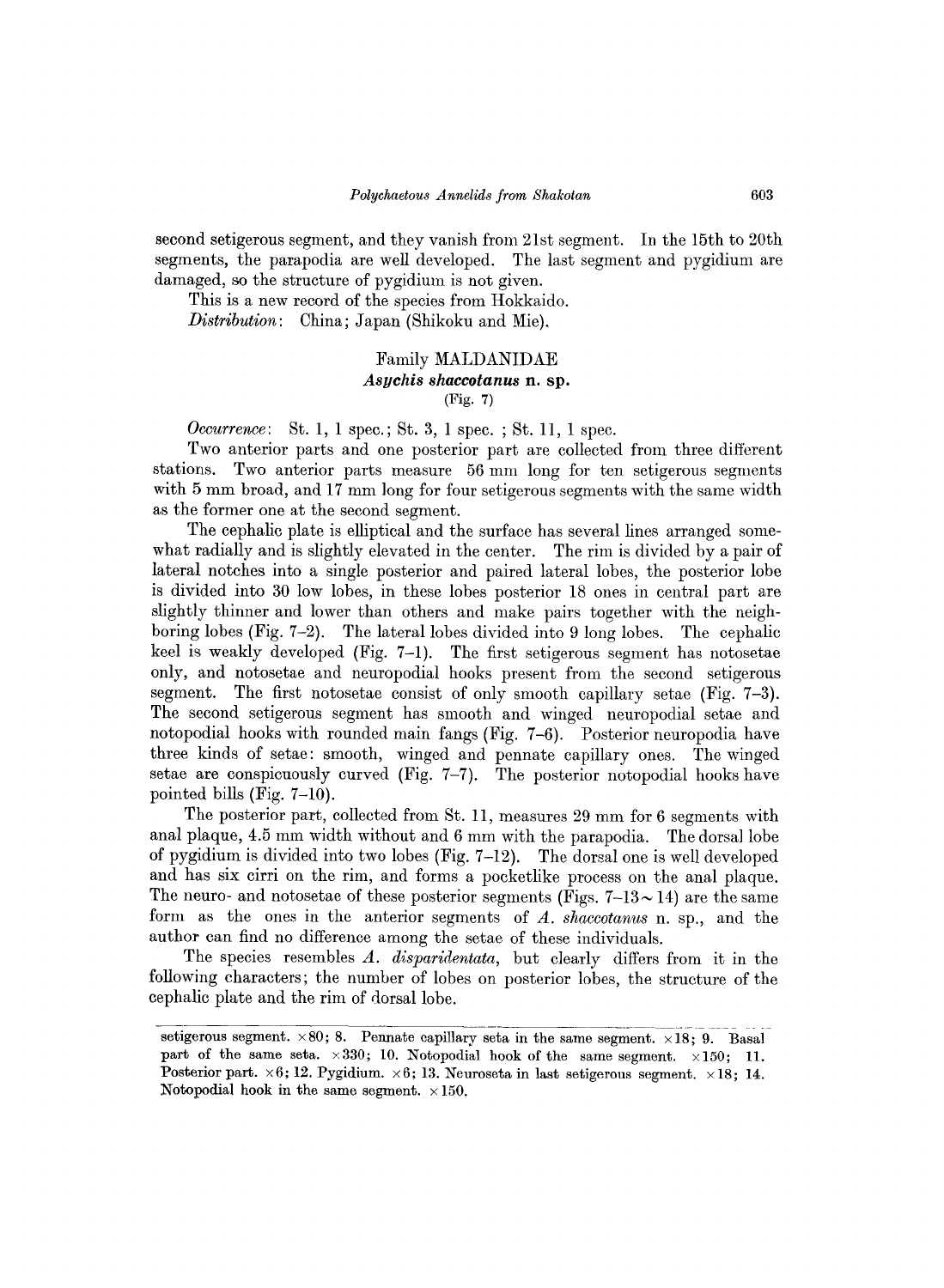second setigerous segment, and they vanish from 21st segment. In the 15th to 20th segments, the parapodia are well developed. The last segment and pygidium are damaged, so the structure of pygidium is not given.

This is a new record of the species from Hokkaido.

*Distribution*: China; Japan (Shikoku and Mie).

## Family MALDANIDAE

### *Asychis shaccotanus* n. sp.

(Fig. 7)

*Occurrence*: St. 1, 1 spec.; St. 3, 1 spec. ; St. 11, 1 spec.

Two anterior parts and one posterior part are collected from three different stations. Two anterior parts measure 56 mm long for ten setigerous segments with 5 mm broad, and 17 mm long for four setigerous segments with the same width as the former one at the second segment.

The cephalic plate is elliptical and the surface has several lines arranged somewhat radially and is slightly elevated in the center. The rim is divided by a pair of lateral notches into a single posterior and paired lateral lobes, the posterior lobe is divided into 30 low lobes, in these lobes posterior 18 ones in central part are slightly thinner and lower than others and make pairs together with the neighboring lobes (Fig. 7–2). The lateral lobes divided into 9 long lobes. The cephalic keel is weakly developed (Fig. 7–1). The first setigerous segment has notosetae only, and notosetae and neuropodial hooks present from the second setigerous segment. The first notosetae consist of only smooth capillary setae (Fig. 7–3). The second setigerous segment has smooth and winged neuropodial setae and notopodial hooks with rounded main fangs (Fig. 7–6). Posterior neuropodia have three kinds of setae: smooth, winged and pennate capillary ones. The winged setae are conspicuously curved (Fig. 7–7). The posterior notopodial hooks have pointed bills (Fig. 7–10).

The posterior part, collected from St. 11, measures 29 mm for 6 segments with anal plaque, 4.5 mm width without and 6 mm with the parapodia. The dorsal lobe of pygidium is divided into two lobes (Fig. 7–12). The dorsal one is well developed and has six cirri on the rim, and forms a pocketlike process on the anal plaque. The neuro- and notosetae of these posterior segments (Figs. 7–13 ~ 14) are the same form as the ones in the anterior segments of *A. shaccotanus* n. sp., and the author can find no difference among the setae of these individuals.

The species resembles *A. disparidentata*, but clearly differs from it in the following characters; the number of lobes on posterior lobes, the structure of the cephalic plate and the rim of dorsal lobe.

---

setigerous segment. ×80; 8. Pennate capillary seta in the same segment. ×18; 9. Basal part of the same seta. ×330; 10. Notopodial hook of the same segment. ×150; 11. Posterior part. ×6; 12. Pygidium. ×6; 13. Neuroseta in last setigerous segment. ×18; 14. Notopodial hook in the same segment. ×150.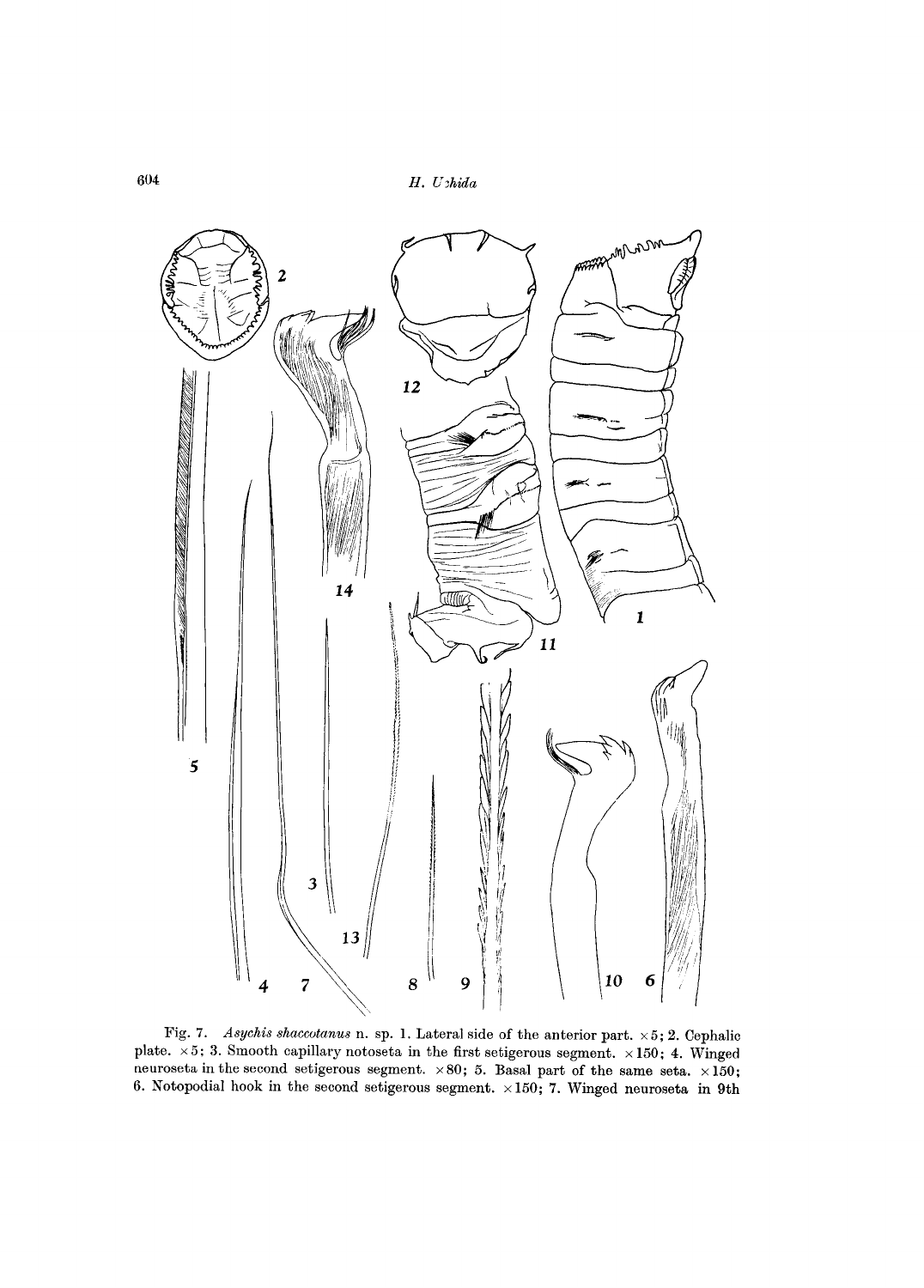Fig. 7. *Asychis shaccotanus* n. sp. 1. Lateral side of the anterior part. ×5; 2. Cephalic plate. ×5; 3. Smooth capillary notoseta in the first setigerous segment. ×150; 4. Winged neuroseta in the second setigerous segment. ×80; 5. Basal part of the same seta. ×150; 6. Notopodial hook in the second setigerous segment. ×150; 7. Winged neuroseta in 9th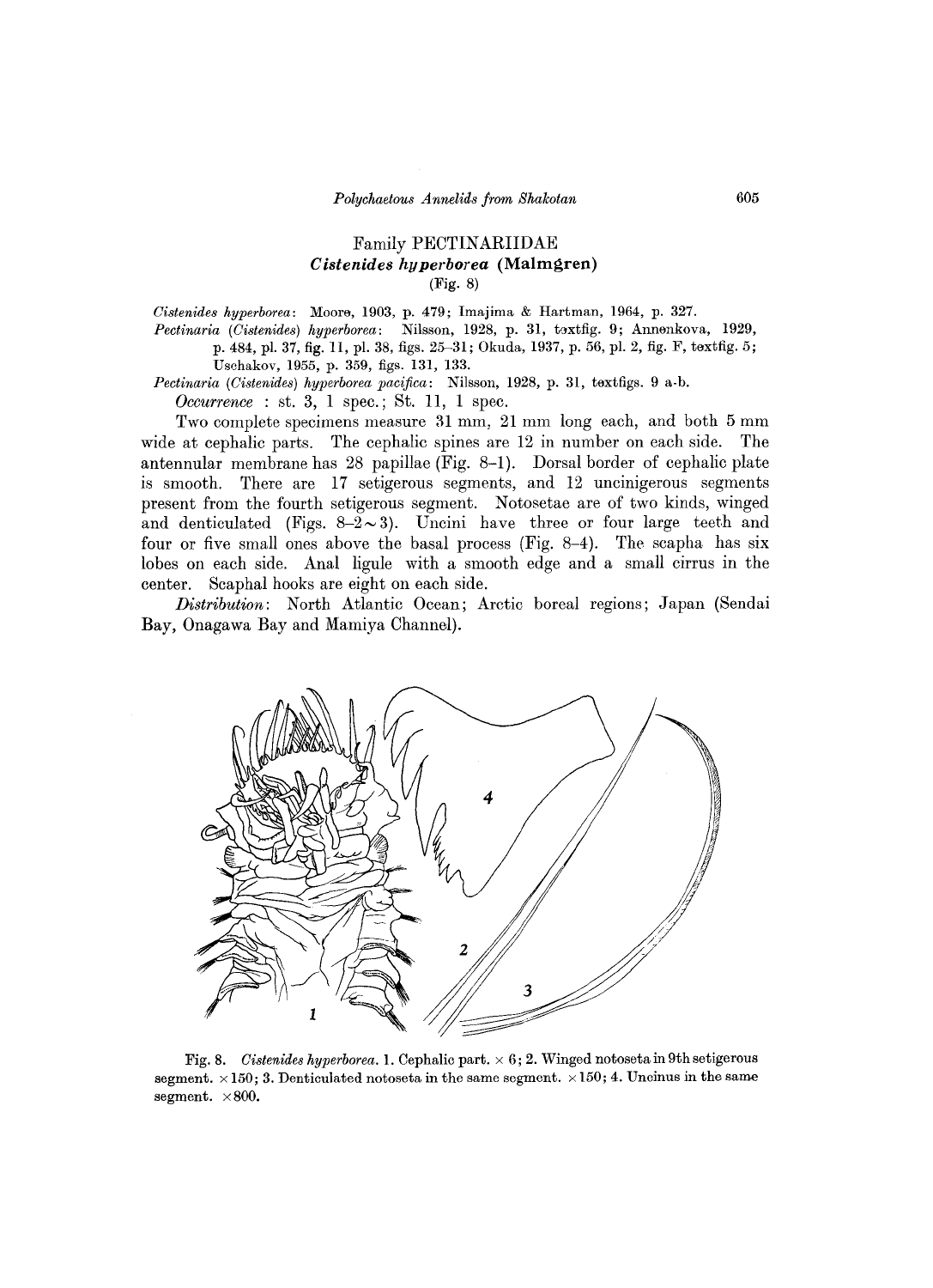## Family PECTINARIIDAE

### *Cistenides hyperborea* (Malmgren)

(Fig. 8)

*Cistenides hyperborea*: Moore, 1903, p. 479; Imajima & Hartman, 1964, p. 327.

*Pectinaria* (*Cistenides*) *hyperborea*: Nilsson, 1928, p. 31, textfig. 9; Annenkova, 1929, p. 484, pl. 37, fig. 11, pl. 38, figs. 25–31; Okuda, 1937, p. 56, pl. 2, fig. F, textfig. 5; Uschakov, 1955, p. 359, figs. 131, 133.

*Pectinaria* (*Cistenides*) *hyperborea pacifica*: Nilsson, 1928, p. 31, textfigs. 9 a-b.

*Occurrence*: st. 3, 1 spec.; St. 11, 1 spec.

Two complete specimens measure 31 mm, 21 mm long each, and both 5 mm wide at cephalic parts. The cephalic spines are 12 in number on each side. The antennular membrane has 28 papillae (Fig. 8–1). Dorsal border of cephalic plate is smooth. There are 17 setigerous segments, and 12 uncinigerous segments present from the fourth setigerous segment. Notosetae are of two kinds, winged and denticulated (Figs. 8–2 ~ 3). Uncini have three or four large teeth and four or five small ones above the basal process (Fig. 8–4). The scapha has six lobes on each side. Anal ligule with a smooth edge and a small cirrus in the center. Scaphal hooks are eight on each side.

*Distribution*: North Atlantic Ocean; Arctic boreal regions; Japan (Sendai Bay, Onagawa Bay and Mamiya Channel).

Fig. 8. *Cistenides hyperborea*. 1. Cephalic part. × 6; 2. Winged notoseta in 9th setigerous segment. × 150; 3. Denticulated notoseta in the same segment. × 150; 4. Uncinus in the same segment. × 800.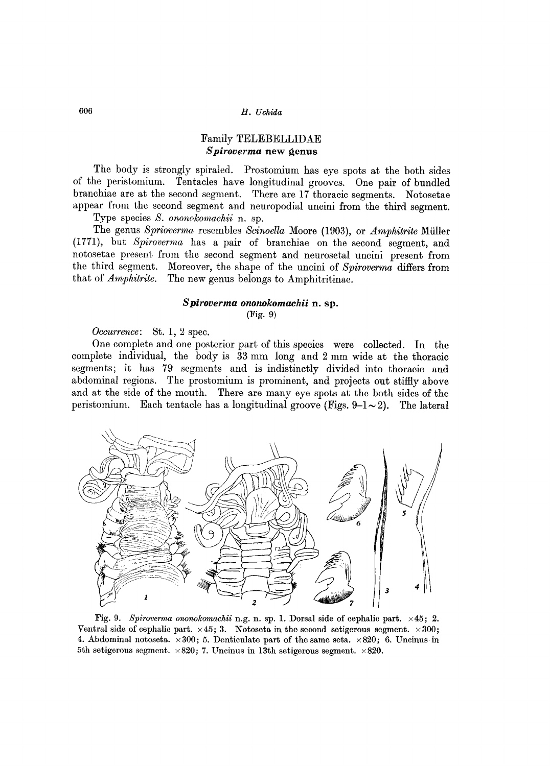## Family TELEBELLIDAE

### *Spiroverma* new genus

The body is strongly spiraled. Prostomium has eye spots at the both sides of the peristomium. Tentacles have longitudinal grooves. One pair of bundled branchiae are at the second segment. There are 17 thoracic segments. Notosetae appear from the second segment and neuropodial uncini from the third segment.

Type species *S. ononokomachii* n. sp.

The genus *Sprioverma* resembles *Scinoella* Moore (1903), or *Amphitrite* Müller (1771), but *Spiroverma* has a pair of branchiae on the second segment, and notosetae present from the second segment and neurosetal uncini present from the third segment. Moreover, the shape of the uncini of *Spiroverma* differs from that of *Amphitrite*. The new genus belongs to Amphitritinae.

### *Spiroverma ononokomachii* n. sp.

(Fig. 9)

*Occurrence*: St. 1, 2 spec.

One complete and one posterior part of this species were collected. In the complete individual, the body is 33 mm long and 2 mm wide at the thoracic segments; it has 79 segments and is indistinctly divided into thoracic and abdominal regions. The prostomium is prominent, and projects out stiffly above and at the side of the mouth. There are many eye spots at the both sides of the peristomium. Each tentacle has a longitudinal groove (Figs. 9-1~2). The lateral

Fig. 9. *Spiroverma ononokomachii* n.g. n. sp. 1. Dorsal side of cephalic part. ×45; 2. Ventral side of cephalic part. ×45; 3. Notoseta in the second setigerous segment. ×300; 4. Abdominal notoseta. ×300; 5. Denticulate part of the same seta. ×820; 6. Uncinus in 5th setigerous segment. ×820; 7. Uncinus in 13th setigerous segment. ×820.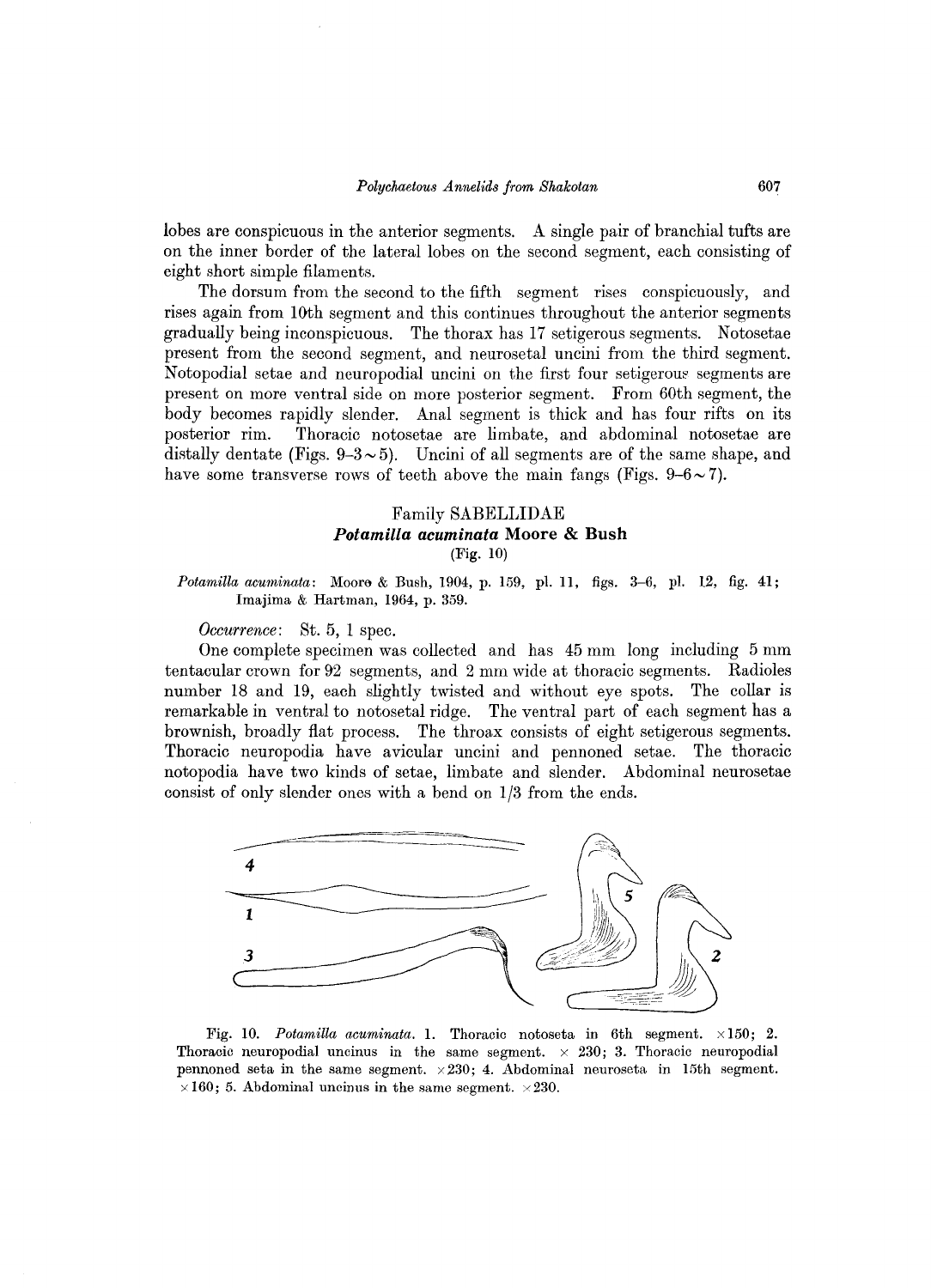lobes are conspicuous in the anterior segments. A single pair of branchial tufts are on the inner border of the lateral lobes on the second segment, each consisting of eight short simple filaments.

The dorsum from the second to the fifth segment rises conspicuously, and rises again from 10th segment and this continues throughout the anterior segments gradually being inconspicuous. The thorax has 17 setigerous segments. Notosetae present from the second segment, and neurosetal uncini from the third segment. Notopodial setae and neuropodial uncini on the first four setigerous segments are present on more ventral side on more posterior segment. From 60th segment, the body becomes rapidly slender. Anal segment is thick and has four rifts on its posterior rim. Thoracic notosetae are limbate, and abdominal notosetae are distally dentate (Figs. 9–3～5). Uncini of all segments are of the same shape, and have some transverse rows of teeth above the main fangs (Figs. 9–6～7).

## Family SABELLIDAE

### *Potamilla acuminata* Moore & Bush

(Fig. 10)

*Potamilla acuminata*: Moore & Bush, 1904, p. 159, pl. 11, figs. 3–6, pl. 12, fig. 41; Imajima & Hartman, 1964, p. 359.

*Occurrence*: St. 5, 1 spec.

One complete specimen was collected and has 45 mm long including 5 mm tentacular crown for 92 segments, and 2 mm wide at thoracic segments. Radioles number 18 and 19, each slightly twisted and without eye spots. The collar is remarkable in ventral to notosetal ridge. The ventral part of each segment has a brownish, broadly flat process. The throax consists of eight setigerous segments. Thoracic neuropodia have avicular uncini and pennoned setae. The thoracic notopodia have two kinds of setae, limbate and slender. Abdominal neurosetae consist of only slender ones with a bend on 1/3 from the ends.

Fig. 10. *Potamilla acuminata*. 1. Thoracic notoseta in 6th segment. ×150; 2. Thoracic neuropodial uncinus in the same segment. × 230; 3. Thoracic neuropodial pennoned seta in the same segment. ×230; 4. Abdominal neuroseta in 15th segment. ×160; 5. Abdominal uncinus in the same segment. ×230.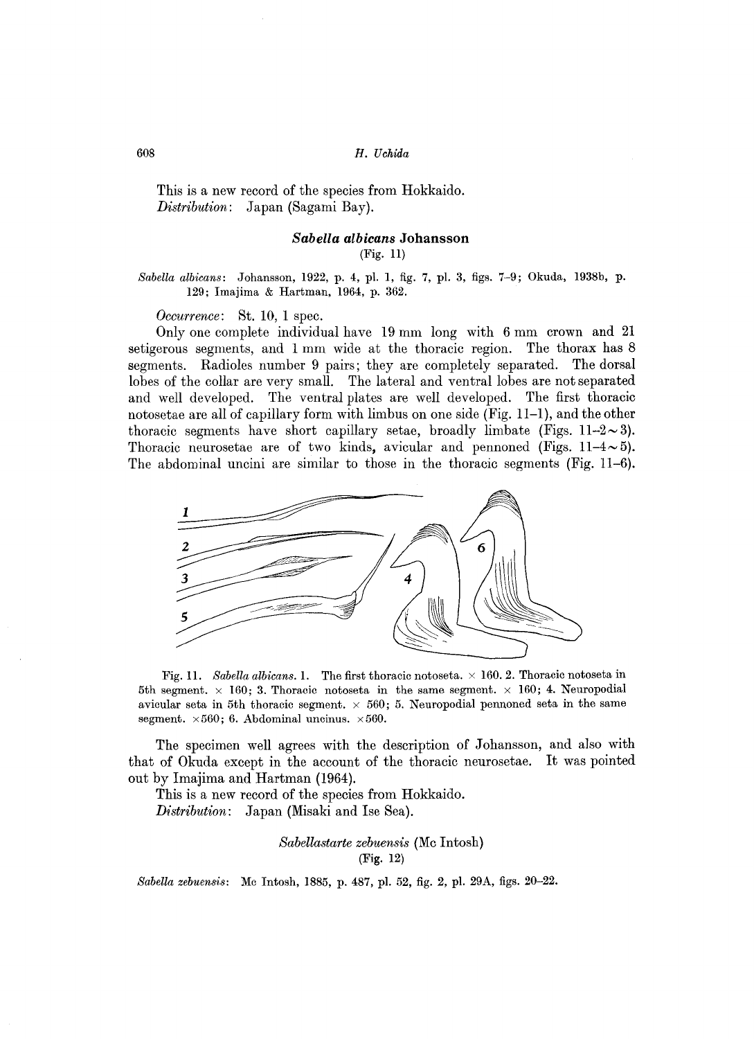This is a new record of the species from Hokkaido.
*Distribution*: Japan (Sagami Bay).

### *Sabella albicans* Johansson
(Fig. 11)

*Sabella albicans*: Johansson, 1922, p. 4, pl. 1, fig. 7, pl. 3, figs. 7–9; Okuda, 1938b, p. 129; Imajima & Hartman, 1964, p. 362.

*Occurrence*: St. 10, 1 spec.

Only one complete individual have 19 mm long with 6 mm crown and 21 setigerous segments, and 1 mm wide at the thoracic region. The thorax has 8 segments. Radioles number 9 pairs; they are completely separated. The dorsal lobes of the collar are very small. The lateral and ventral lobes are not separated and well developed. The ventral plates are well developed. The first thoracic notosetae are all of capillary form with limbus on one side (Fig. 11–1), and the other thoracic segments have short capillary setae, broadly limbate (Figs. 11–2~3). Thoracic neurosetae are of two kinds, avicular and pennoned (Figs. 11–4~5). The abdominal uncini are similar to those in the thoracic segments (Fig. 11–6).

Fig. 11. *Sabella albicans*. 1. The first thoracic notoseta. × 160. 2. Thoracic notoseta in 5th segment. × 160; 3. Thoracic notoseta in the same segment. × 160; 4. Neuropodial avicular seta in 5th thoracic segment. × 560; 5. Neuropodial pennoned seta in the same segment. ×560; 6. Abdominal uncinus. ×560.

The specimen well agrees with the description of Johansson, and also with that of Okuda except in the account of the thoracic neurosetae. It was pointed out by Imajima and Hartman (1964).

This is a new record of the species from Hokkaido.
*Distribution*: Japan (Misaki and Ise Sea).

### *Sabellastarte zebuensis* (Mc Intosh)
(Fig. 12)

*Sabella zebuensis*: Mc Intosh, 1885, p. 487, pl. 52, fig. 2, pl. 29A, figs. 20–22.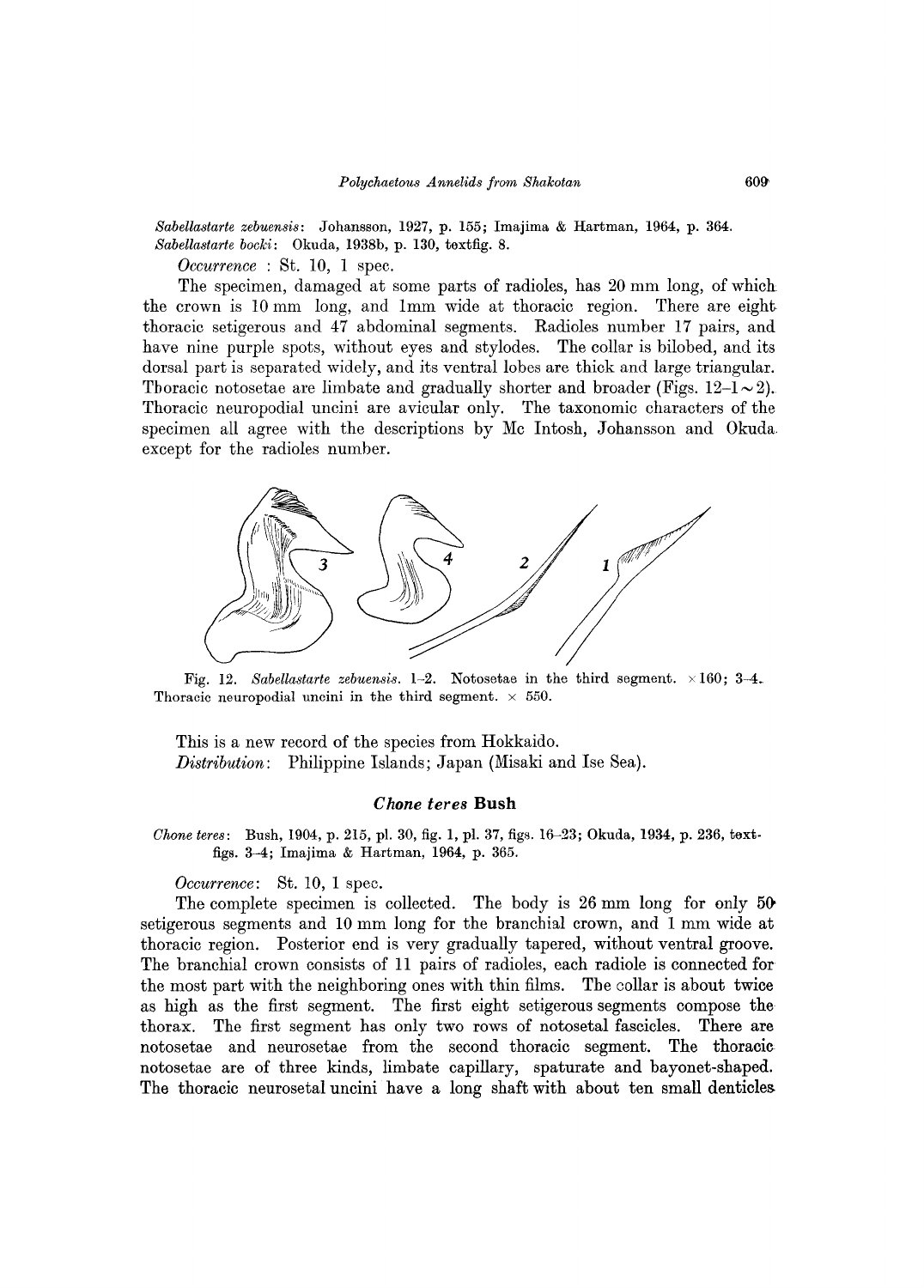*Sabellastarte zebuensis*: Johansson, 1927, p. 155; Imajima & Hartman, 1964, p. 364.
*Sabellastarte bocki*: Okuda, 1938b, p. 130, textfig. 8.

*Occurrence* : St. 10, 1 spec.

The specimen, damaged at some parts of radioles, has 20 mm long, of which the crown is 10 mm long, and 1mm wide at thoracic region. There are eight thoracic setigerous and 47 abdominal segments. Radioles number 17 pairs, and have nine purple spots, without eyes and stylodes. The collar is bilobed, and its dorsal part is separated widely, and its ventral lobes are thick and large triangular. Thoracic notosetae are limbate and gradually shorter and broader (Figs. 12–1 ~ 2). Thoracic neuropodial uncini are avicular only. The taxonomic characters of the specimen all agree with the descriptions by Mc Intosh, Johansson and Okuda except for the radioles number.

Fig. 12. *Sabellastarte zebuensis*. 1–2. Notosetae in the third segment. × 160; 3–4. Thoracic neuropodial uncini in the third segment. × 550.

This is a new record of the species from Hokkaido.

*Distribution*: Philippine Islands; Japan (Misaki and Ise Sea).

### *Chone teres* Bush

*Chone teres*: Bush, 1904, p. 215, pl. 30, fig. 1, pl. 37, figs. 16–23; Okuda, 1934, p. 236, text-figs. 3–4; Imajima & Hartman, 1964, p. 365.

*Occurrence*: St. 10, 1 spec.

The complete specimen is collected. The body is 26 mm long for only 50 setigerous segments and 10 mm long for the branchial crown, and 1 mm wide at thoracic region. Posterior end is very gradually tapered, without ventral groove. The branchial crown consists of 11 pairs of radioles, each radiole is connected for the most part with the neighboring ones with thin films. The collar is about twice as high as the first segment. The first eight setigerous segments compose the thorax. The first segment has only two rows of notosetal fascicles. There are notosetae and neurosetae from the second thoracic segment. The thoracic notosetae are of three kinds, limbate capillary, spaturate and bayonet-shaped. The thoracic neurosetal uncini have a long shaft with about ten small denticles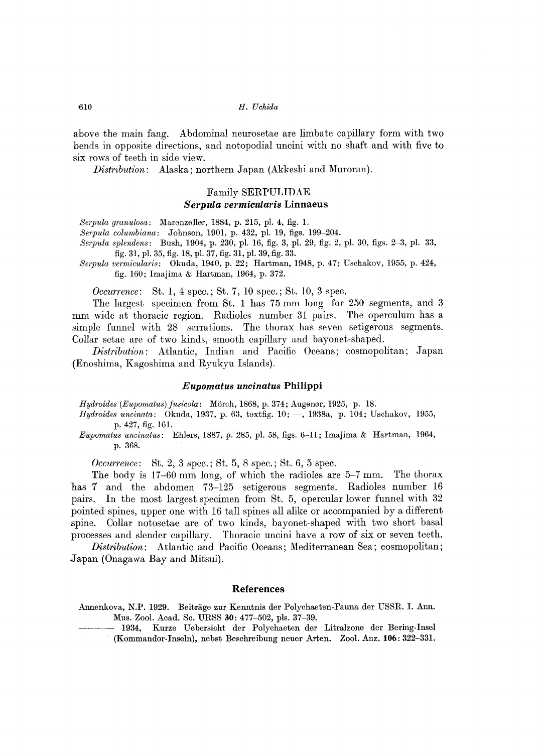above the main fang. Abdominal neurosetae are limbate capillary form with two bends in opposite directions, and notopodial uncini with no shaft and with five to six rows of teeth in side view.

*Distribution*: Alaska; northern Japan (Akkeshi and Muroran).

## Family SERPULIDAE

### *Serpula vermicularis* Linnaeus

*Serpula granulosa*: Marenzeller, 1884, p. 215, pl. 4, fig. 1.
*Serpula columbiana*: Johnson, 1901, p. 432, pl. 19, figs. 199–204.
*Serpula splendens*: Bush, 1904, p. 230, pl. 16, fig. 3, pl. 29, fig. 2, pl. 30, figs. 2–3, pl. 33, fig. 31, pl. 35, fig. 18, pl. 37, fig. 31, pl. 39, fig. 33.
*Serpula vermicularis*: Okuda, 1940, p. 22; Hartman, 1948, p. 47; Uschakov, 1955, p. 424, fig. 160; Imajima & Hartman, 1964, p. 372.

*Occurrence*: St. 1, 4 spec.; St. 7, 10 spec.; St. 10, 3 spec.

The largest specimen from St. 1 has 75 mm long for 250 segments, and 3 mm wide at thoracic region. Radioles number 31 pairs. The operculum has a simple funnel with 28 serrations. The thorax has seven setigerous segments. Collar setae are of two kinds, smooth capillary and bayonet-shaped.

*Distribution*: Atlantic, Indian and Pacific Oceans; cosmopolitan; Japan (Enoshima, Kagoshima and Ryukyu Islands).

### *Eupomatus uncinatus* Philippi

*Hydroides (Eupomatus) fusicola*: Mörch, 1868, p. 374; Augener, 1925, p. 18.
*Hydroides uncinata*: Okuda, 1937, p. 63, textfig. 10; —, 1938a, p. 104; Uschakov, 1955, p. 427, fig. 161.
*Eupomatus uncinatus*: Ehlers, 1887, p. 285, pl. 58, figs. 6–11; Imajima & Hartman, 1964, p. 368.

*Occurrence*: St. 2, 3 spec.; St. 5, 8 spec.; St. 6, 5 spec.

The body is 17–60 mm long, of which the radioles are 5–7 mm. The thorax has 7 and the abdomen 73–125 setigerous segments. Radioles number 16 pairs. In the most largest specimen from St. 5, opercular lower funnel with 32 pointed spines, upper one with 16 tall spines all alike or accompanied by a different spine. Collar notosetae are of two kinds, bayonet-shaped with two short basal processes and slender capillary. Thoracic uncini have a row of six or seven teeth.

*Distribution*: Atlantic and Pacific Oceans; Mediterranean Sea; cosmopolitan; Japan (Onagawa Bay and Mitsui).

## References

Annenkova, N.P. 1929. Beiträge zur Kenntnis der Polychaeten-Fauna der USSR. I. Ann. Mus. Zool. Acad. Sc. URSS **30**: 477–502, pls. 37–39.

——— 1934, Kurze Uebersicht der Polychaeten der Litralzone der Bering-Insel (Kommandor-Inseln), nebst Beschreibung neuer Arten. Zool. Anz. **106**: 322–331.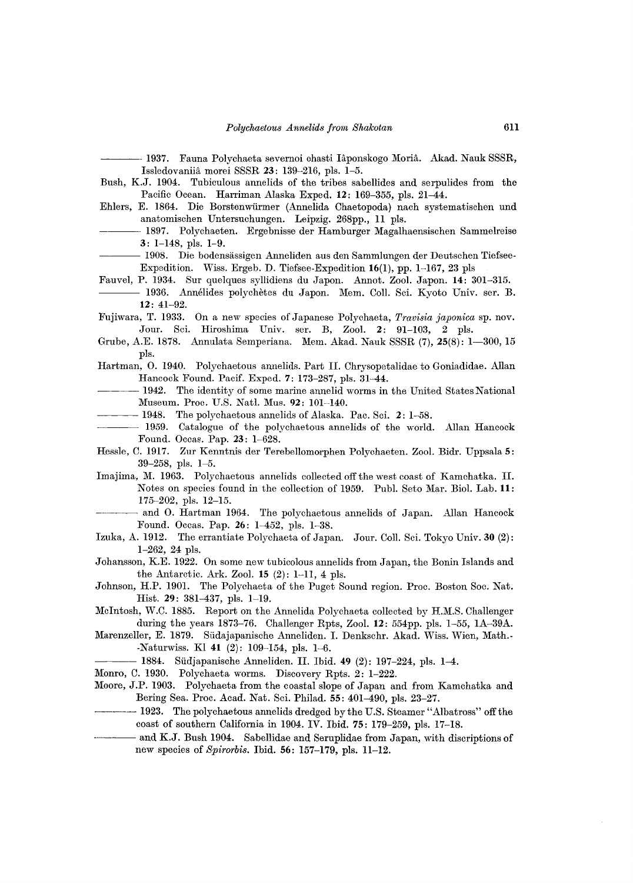——— 1937. Fauna Polychaeta severnoi chasti Iâponskogo Moriâ. Akad. Nauk SSSR, Issledovaniiâ morei SSSR **23**: 139–216, pls. 1–5.

Bush, K.J. 1904. Tubiculous annelids of the tribes sabellides and serpulides from the Pacific Ocean. Harriman Alaska Exped. **12**: 169–355, pls. 21–44.

Ehlers, E. 1864. Die Borstenwürmer (Annelida Chaetopoda) nach systematischen und anatomischen Untersuchungen. Leipzig. 268pp., 11 pls.

——— 1897. Polychaeten. Ergebnisse der Hamburger Magalhaensischen Sammelreise **3**: 1–148, pls. 1–9.

——— 1908. Die bodensässigen Anneliden aus den Sammlungen der Deutschen Tiefsee-Expedition. Wiss. Ergeb. D. Tiefsee-Expedition **16**(1), pp. 1–167, 23 pls

Fauvel, P. 1934. Sur quelques syllidiens du Japon. Annot. Zool. Japon. **14**: 301–315.

——— 1936. Annélides polychètes du Japon. Mem. Coll. Sci. Kyoto Univ. ser. B. **12**: 41–92.

Fujiwara, T. 1933. On a new species of Japanese Polychaeta, *Travisia japonica* sp. nov. Jour. Sci. Hiroshima Univ. ser. B, Zool. **2**: 91–103, 2 pls.

Grube, A.E. 1878. Annulata Semperiana. Mem. Akad. Nauk SSSR (7), **25**(8): 1—300, 15 pls.

Hartman, O. 1940. Polychaetous annelids. Part II. Chrysopetalidae to Goniadidae. Allan Hancock Found. Pacif. Exped. **7**: 173–287, pls. 31–44.

——— 1942. The identity of some marine annelid worms in the United States National Museum. Proc. U.S. Natl. Mus. **92**: 101–140.

——— 1948. The polychaetous annelids of Alaska. Pac. Sci. **2**: 1–58.

——— 1959. Catalogue of the polychaetous annelids of the world. Allan Hancock Found. Occas. Pap. **23**: 1–628.

Hessle, C. 1917. Zur Kenntnis der Terebellomorphen Polychaeten. Zool. Bidr. Uppsala **5**: 39–258, pls. 1–5.

Imajima, M. 1963. Polychaetous annelids collected off the west coast of Kamchatka. II. Notes on species found in the collection of 1959. Publ. Seto Mar. Biol. Lab. **11**: 175–202, pls. 12–15.

——— and O. Hartman 1964. The polychaetous annelids of Japan. Allan Hancock Found. Occas. Pap. **26**: 1–452, pls. 1–38.

Izuka, A. 1912. The errantiate Polychaeta of Japan. Jour. Coll. Sci. Tokyo Univ. **30** (2): 1–262, 24 pls.

Johansson, K.E. 1922. On some new tubicolous annelids from Japan, the Bonin Islands and the Antarctic. Ark. Zool. **15** (2): 1–11, 4 pls.

Johnson, H.P. 1901. The Polychaeta of the Puget Sound region. Proc. Boston Soc. Nat. Hist. **29**: 381–437, pls. 1–19.

McIntosh, W.C. 1885. Report on the Annelida Polychaeta collected by H.M.S. Challenger during the years 1873–76. Challenger Rpts, Zool. **12**: 554pp. pls. 1–55, 1A–39A.

Marenzeller, E. 1879. Südajapanische Anneliden. I. Denkschr. Akad. Wiss. Wien, Math.-Naturwiss. Kl **41** (2): 109–154, pls. 1–6.

——— 1884. Südjapanische Anneliden. II. Ibid. **49** (2): 197–224, pls. 1–4.

Monro, C. 1930. Polychaeta worms. Discovery Rpts. **2**: 1–222.

Moore, J.P. 1903. Polychaeta from the coastal slope of Japan and from Kamchatka and Bering Sea. Proc. Acad. Nat. Sci. Philad. **55**: 401–490, pls. 23–27.

——— 1923. The polychaetous annelids dredged by the U.S. Steamer "Albatross" off the coast of southern California in 1904. IV. Ibid. **75**: 179–259, pls. 17–18.

——— and K.J. Bush 1904. Sabellidae and Seruplidae from Japan, with discriptions of new species of *Spirorbis*. Ibid. **56**: 157–179, pls. 11–12.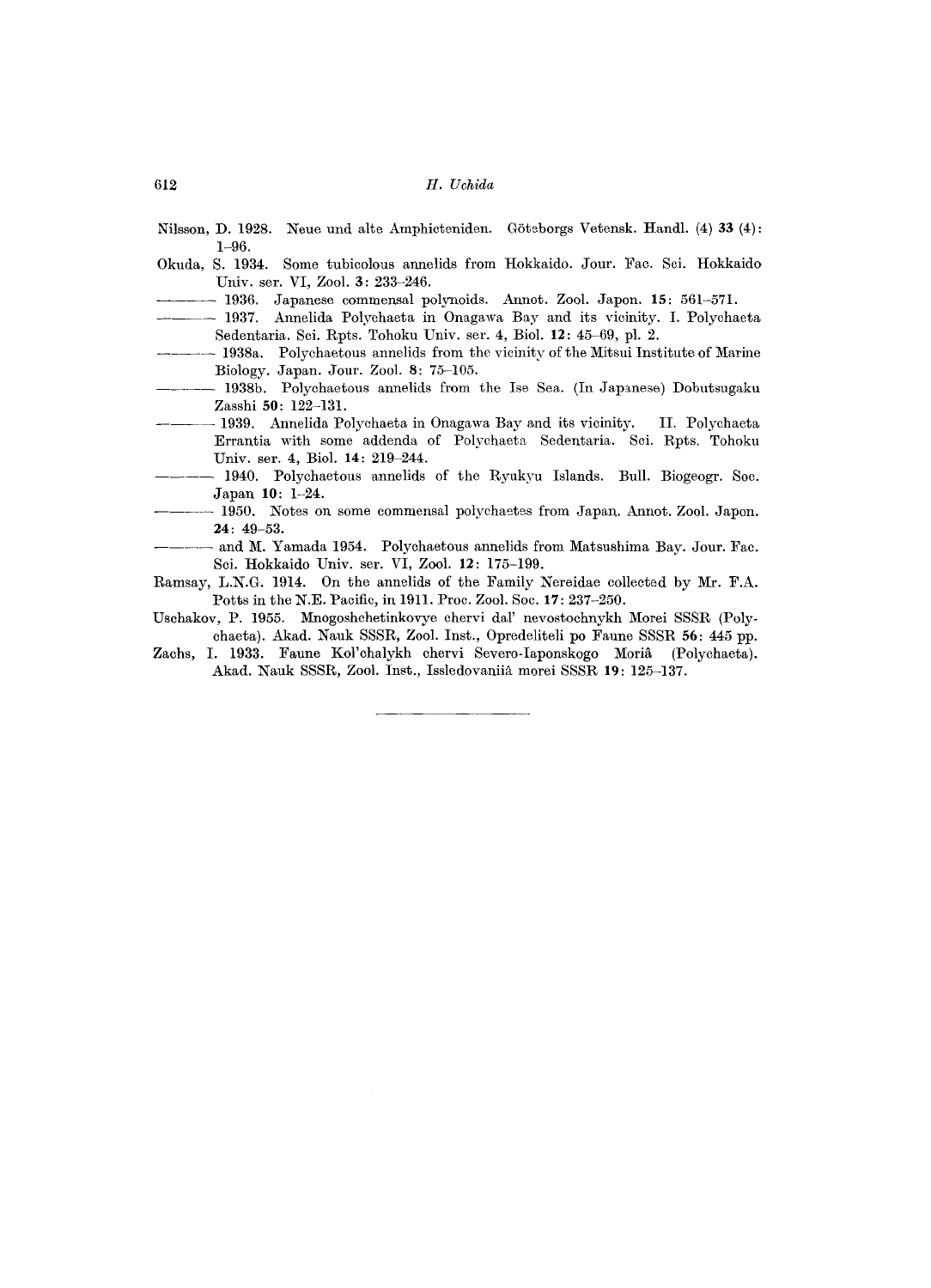Nilsson, D. 1928. Neue und alte Amphicteniden. Göteborgs Vetensk. Handl. (4) **33** (4): 1–96.

Okuda, S. 1934. Some tubicolous annelids from Hokkaido. Jour. Fac. Sci. Hokkaido Univ. ser. VI, Zool. **3**: 233–246.

——— 1936. Japanese commensal polynoids. Annot. Zool. Japon. **15**: 561–571.

——— 1937. Annelida Polychaeta in Onagawa Bay and its vicinity. I. Polychaeta Sedentaria. Sci. Rpts. Tohoku Univ. ser. 4, Biol. **12**: 45–69, pl. 2.

——— 1938a. Polychaetous annelids from the vicinity of the Mitsui Institute of Marine Biology. Japan. Jour. Zool. **8**: 75–105.

——— 1938b. Polychaetous annelids from the Ise Sea. (In Japanese) Dobutsugaku Zasshi **50**: 122–131.

——— 1939. Annelida Polychaeta in Onagawa Bay and its vicinity. II. Polychaeta Errantia with some addenda of Polychaeta Sedentaria. Sci. Rpts. Tohoku Univ. ser. 4, Biol. **14**: 219–244.

——— 1940. Polychaetous annelids of the Ryukyu Islands. Bull. Biogeogr. Soc. Japan **10**: 1–24.

——— 1950. Notes on some commensal polychaetes from Japan. Annot. Zool. Japon. **24**: 49–53.

——— and M. Yamada 1954. Polychaetous annelids from Matsushima Bay. Jour. Fac. Sci. Hokkaido Univ. ser. VI, Zool. **12**: 175–199.

Ramsay, L.N.G. 1914. On the annelids of the Family Nereidae collected by Mr. F.A. Potts in the N.E. Pacific, in 1911. Proc. Zool. Soc. **17**: 237–250.

Uschakov, P. 1955. Mnogoshchetinkovye chervi dal' nevostochnykh Morei SSSR (Polychaeta). Akad. Nauk SSSR, Zool. Inst., Opredeliteli po Faune SSSR **56**: 445 pp.

Zachs, I. 1933. Faune Kol'chalykh chervi Severo-Iaponskogo Moriâ (Polychaeta). Akad. Nauk SSSR, Zool. Inst., Issledovaniiâ morei SSSR **19**: 125–137.